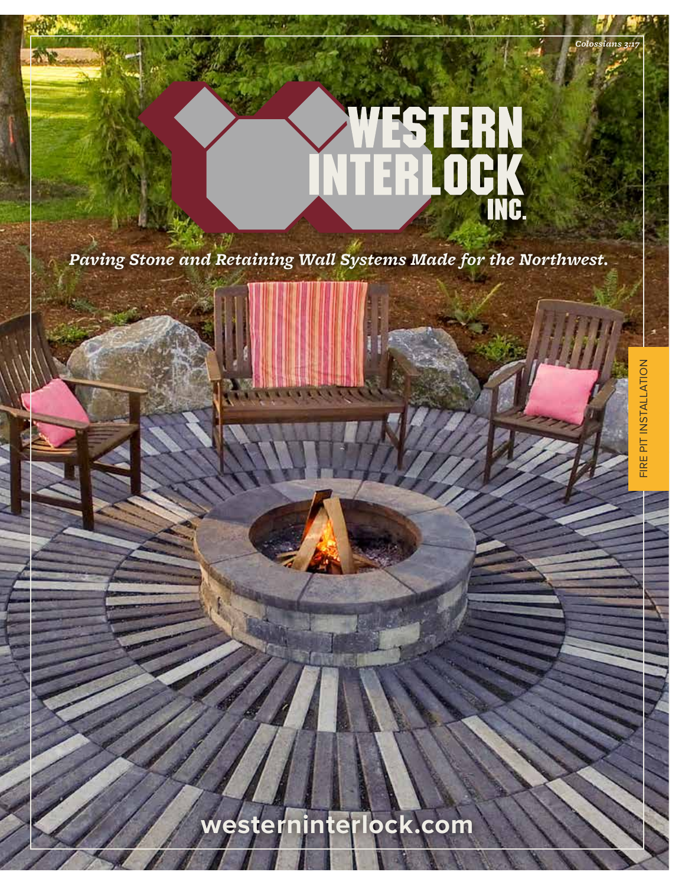*Colossians 3:17*

# WESTERN INTERLOCK INC.

*Paving Stone and Retaining Wall Systems Made for the Northwest.*

FIRE PIT INSTALLATION

westerninterlock.com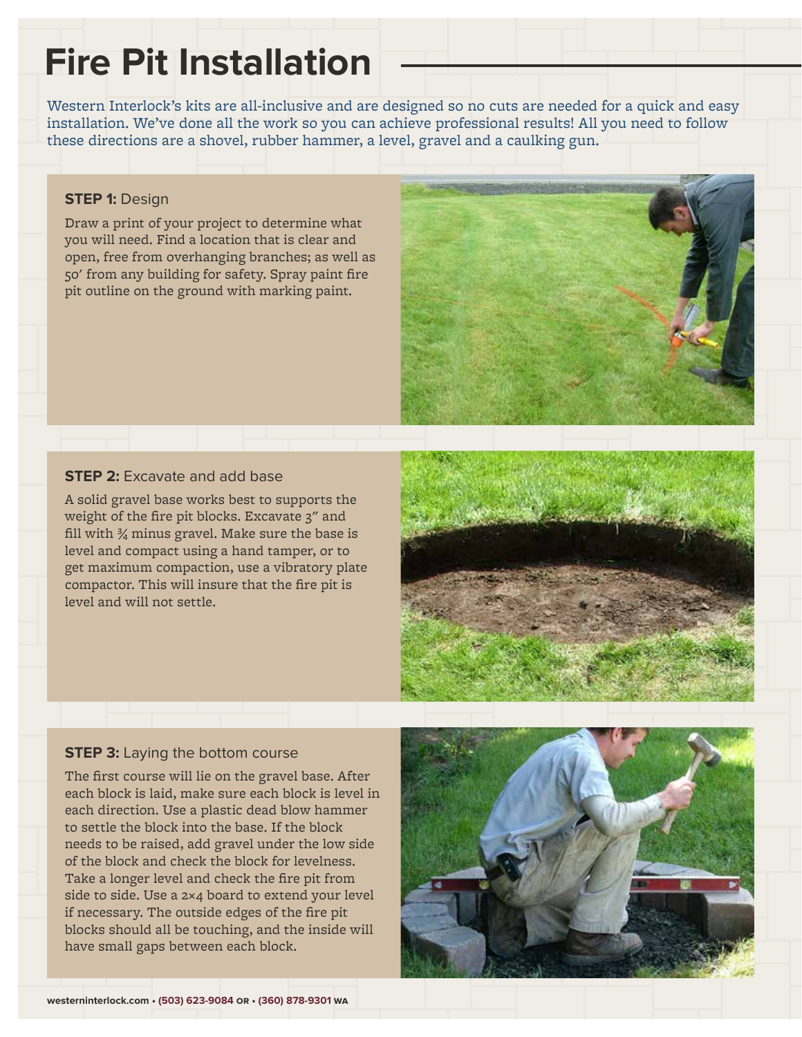# Fire Pit Installation

Western Interlock's kits are all-inclusive and are designed so no cuts are needed for a quick and easy installation. We've done all the work so you can achieve professional results! All you need to follow these directions are a shovel, rubber hammer, a level, gravel and a caulking gun.

**STEP 1:** Design

Draw a print of your project to determine what you will need. Find a location that is clear and open, free from overhanging branches; as well as 50′ from any building for safety. Spray paint fire pit outline on the ground with marking paint.

**STEP 2:** Excavate and add base

A solid gravel base works best to supports the weight of the fire pit blocks. Excavate 3″ and fill with ¾ minus gravel. Make sure the base is level and compact using a hand tamper, or to get maximum compaction, use a vibratory plate compactor. This will insure that the fire pit is level and will not settle.

**STEP 3:** Laying the bottom course

The first course will lie on the gravel base. After each block is laid, make sure each block is level in each direction. Use a plastic dead blow hammer to settle the block into the base. If the block needs to be raised, add gravel under the low side of the block and check the block for levelness. Take a longer level and check the fire pit from side to side. Use a 2×4 board to extend your level if necessary. The outside edges of the fire pit blocks should all be touching, and the inside will have small gaps between each block.

westerninterlock.com • (503) 623-9084 OR • (360) 878-9301 WA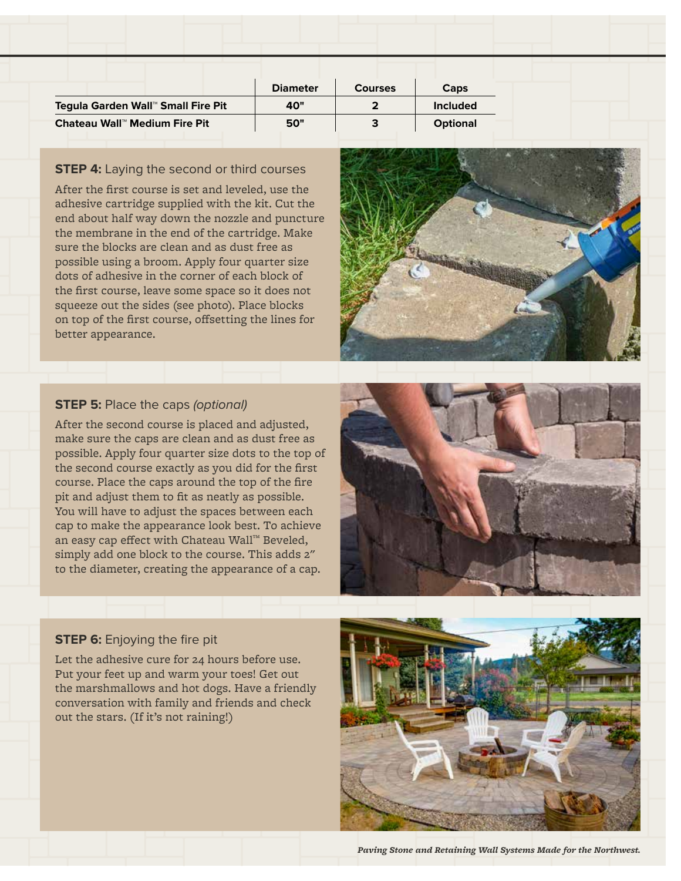| | Diameter | Courses | Caps |
|---|---|---|---|
| **Tegula Garden Wall™ Small Fire Pit** | **40"** | **2** | **Included** |
| **Chateau Wall™ Medium Fire Pit** | **50"** | **3** | **Optional** |

**STEP 4:** Laying the second or third courses

After the first course is set and leveled, use the adhesive cartridge supplied with the kit. Cut the end about half way down the nozzle and puncture the membrane in the end of the cartridge. Make sure the blocks are clean and as dust free as possible using a broom. Apply four quarter size dots of adhesive in the corner of each block of the first course, leave some space so it does not squeeze out the sides (see photo). Place blocks on top of the first course, offsetting the lines for better appearance.

**STEP 5:** Place the caps *(optional)*

After the second course is placed and adjusted, make sure the caps are clean and as dust free as possible. Apply four quarter size dots to the top of the second course exactly as you did for the first course. Place the caps around the top of the fire pit and adjust them to fit as neatly as possible. You will have to adjust the spaces between each cap to make the appearance look best. To achieve an easy cap effect with Chateau Wall™ Beveled, simply add one block to the course. This adds 2" to the diameter, creating the appearance of a cap.

**STEP 6:** Enjoying the fire pit

Let the adhesive cure for 24 hours before use. Put your feet up and warm your toes! Get out the marshmallows and hot dogs. Have a friendly conversation with family and friends and check out the stars. (If it's not raining!)

***Paving Stone and Retaining Wall Systems Made for the Northwest.***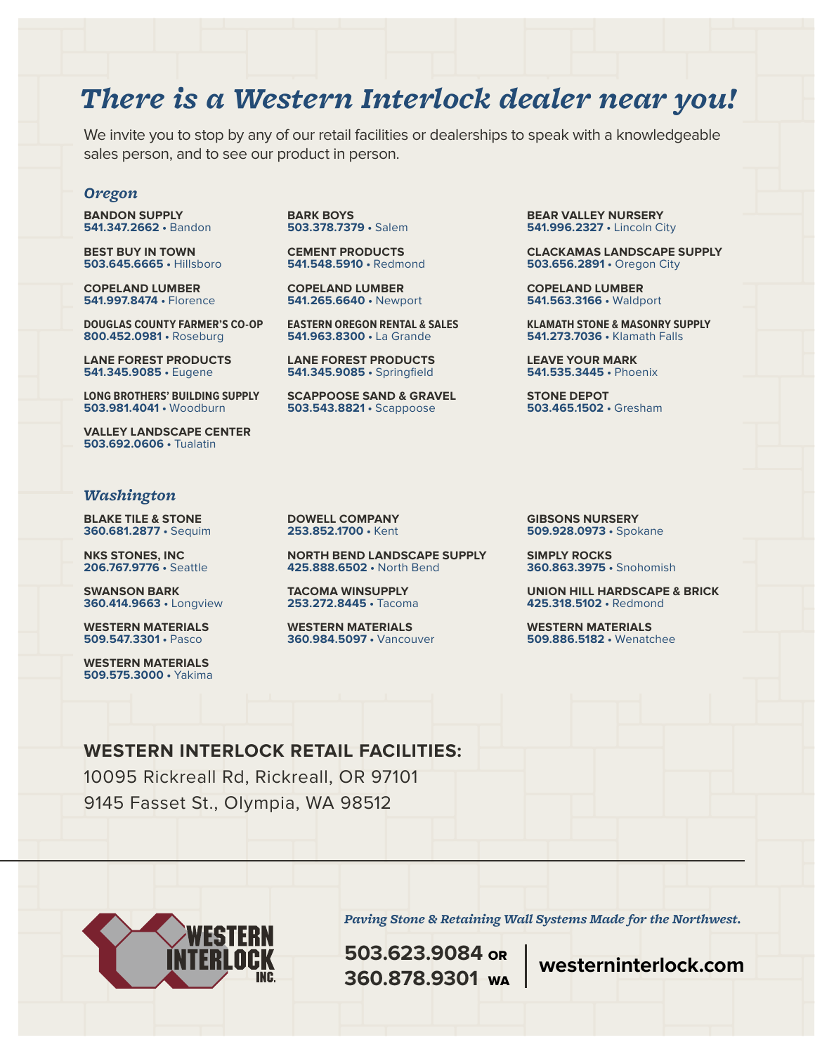# There is a Western Interlock dealer near you!

We invite you to stop by any of our retail facilities or dealerships to speak with a knowledgeable sales person, and to see our product in person.

## Oregon

**BANDON SUPPLY**
**541.347.2662** • Bandon

**BEST BUY IN TOWN**
**503.645.6665** • Hillsboro

**COPELAND LUMBER**
**541.997.8474** • Florence

**DOUGLAS COUNTY FARMER'S CO-OP**
**800.452.0981** • Roseburg

**LANE FOREST PRODUCTS**
**541.345.9085** • Eugene

**LONG BROTHERS' BUILDING SUPPLY**
**503.981.4041** • Woodburn

**VALLEY LANDSCAPE CENTER**
**503.692.0606** • Tualatin

**BARK BOYS**
**503.378.7379** • Salem

**CEMENT PRODUCTS**
**541.548.5910** • Redmond

**COPELAND LUMBER**
**541.265.6640** • Newport

**EASTERN OREGON RENTAL & SALES**
**541.963.8300** • La Grande

**LANE FOREST PRODUCTS**
**541.345.9085** • Springfield

**SCAPPOOSE SAND & GRAVEL**
**503.543.8821** • Scappoose

**BEAR VALLEY NURSERY**
**541.996.2327** • Lincoln City

**CLACKAMAS LANDSCAPE SUPPLY**
**503.656.2891** • Oregon City

**COPELAND LUMBER**
**541.563.3166** • Waldport

**KLAMATH STONE & MASONRY SUPPLY**
**541.273.7036** • Klamath Falls

**LEAVE YOUR MARK**
**541.535.3445** • Phoenix

**STONE DEPOT**
**503.465.1502** • Gresham

## Washington

**BLAKE TILE & STONE**
**360.681.2877** • Sequim

**NKS STONES, INC**
**206.767.9776** • Seattle

**SWANSON BARK**
**360.414.9663** • Longview

**WESTERN MATERIALS**
**509.547.3301** • Pasco

**WESTERN MATERIALS**
**509.575.3000** • Yakima

**DOWELL COMPANY**
**253.852.1700** • Kent

**NORTH BEND LANDSCAPE SUPPLY**
**425.888.6502** • North Bend

**TACOMA WINSUPPLY**
**253.272.8445** • Tacoma

**WESTERN MATERIALS**
**360.984.5097** • Vancouver

**GIBSONS NURSERY**
**509.928.0973** • Spokane

**SIMPLY ROCKS**
**360.863.3975** • Snohomish

**UNION HILL HARDSCAPE & BRICK**
**425.318.5102** • Redmond

**WESTERN MATERIALS**
**509.886.5182** • Wenatchee

## WESTERN INTERLOCK RETAIL FACILITIES:

10095 Rickreall Rd, Rickreall, OR 97101
9145 Fasset St., Olympia, WA 98512

WESTERN INTERLOCK INC.

*Paving Stone & Retaining Wall Systems Made for the Northwest.*

**503.623.9084** OR
**360.878.9301** WA

**westerninterlock.com**